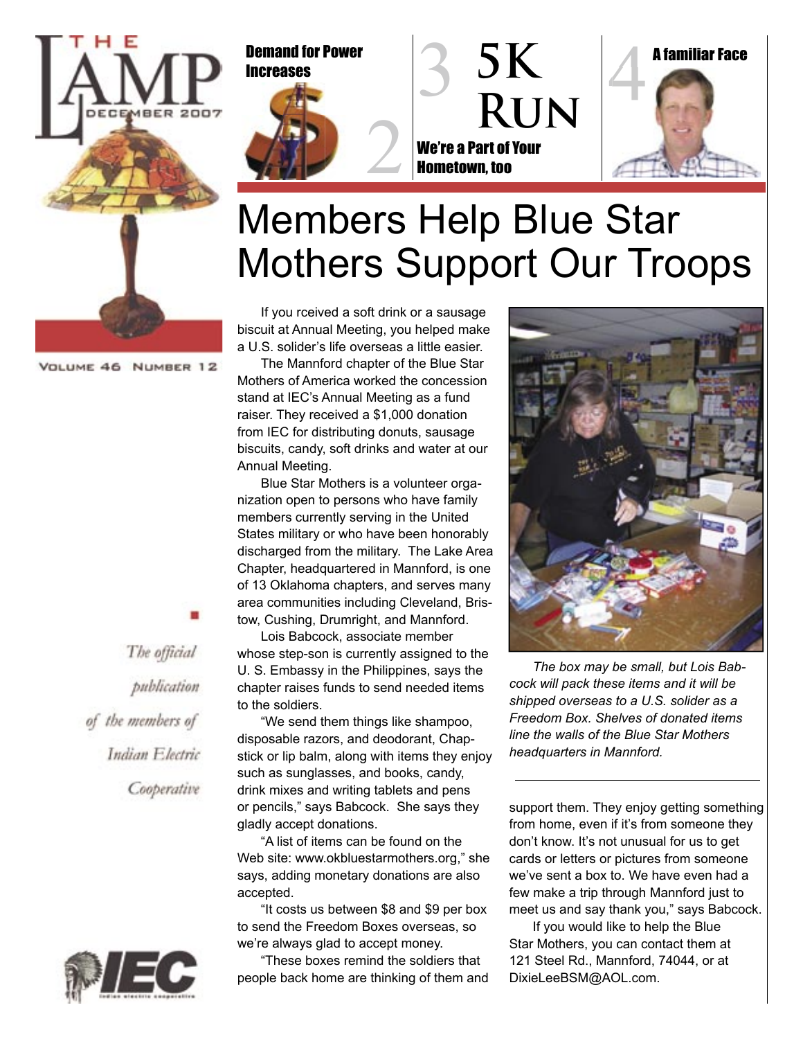# THE LAMP

DECEMBER 2007

VOLUME 46 NUMBER 12

*The official publication of the members of Indian Electric Cooperative*

**Demand for Power Increases** 2

3 **5K Run**

**We're a Part of Your Hometown, too**

4 **A familiar Face**

# Members Help Blue Star Mothers Support Our Troops

If you rceived a soft drink or a sausage biscuit at Annual Meeting, you helped make a U.S. solider's life overseas a little easier.

The Mannford chapter of the Blue Star Mothers of America worked the concession stand at IEC's Annual Meeting as a fund raiser. They received a $1,000 donation from IEC for distributing donuts, sausage biscuits, candy, soft drinks and water at our Annual Meeting.

Blue Star Mothers is a volunteer organization open to persons who have family members currently serving in the United States military or who have been honorably discharged from the military. The Lake Area Chapter, headquartered in Mannford, is one of 13 Oklahoma chapters, and serves many area communities including Cleveland, Bristow, Cushing, Drumright, and Mannford.

Lois Babcock, associate member whose step-son is currently assigned to the U. S. Embassy in the Philippines, says the chapter raises funds to send needed items to the soldiers.

"We send them things like shampoo, disposable razors, and deodorant, Chapstick or lip balm, along with items they enjoy such as sunglasses, and books, candy, drink mixes and writing tablets and pens or pencils," says Babcock. She says they gladly accept donations.

"A list of items can be found on the Web site: www.okbluestarmothers.org," she says, adding monetary donations are also accepted.

"It costs us between $8 and $9 per box to send the Freedom Boxes overseas, so we're always glad to accept money.

"These boxes remind the soldiers that people back home are thinking of them and support them. They enjoy getting something from home, even if it's from someone they don't know. It's not unusual for us to get cards or letters or pictures from someone we've sent a box to. We have even had a few make a trip through Mannford just to meet us and say thank you," says Babcock.

If you would like to help the Blue Star Mothers, you can contact them at 121 Steel Rd., Mannford, 74044, or at DixieLeeBSM@AOL.com.

*The box may be small, but Lois Babcock will pack these items and it will be shipped overseas to a U.S. solider as a Freedom Box. Shelves of donated items line the walls of the Blue Star Mothers headquarters in Mannford.*

IEC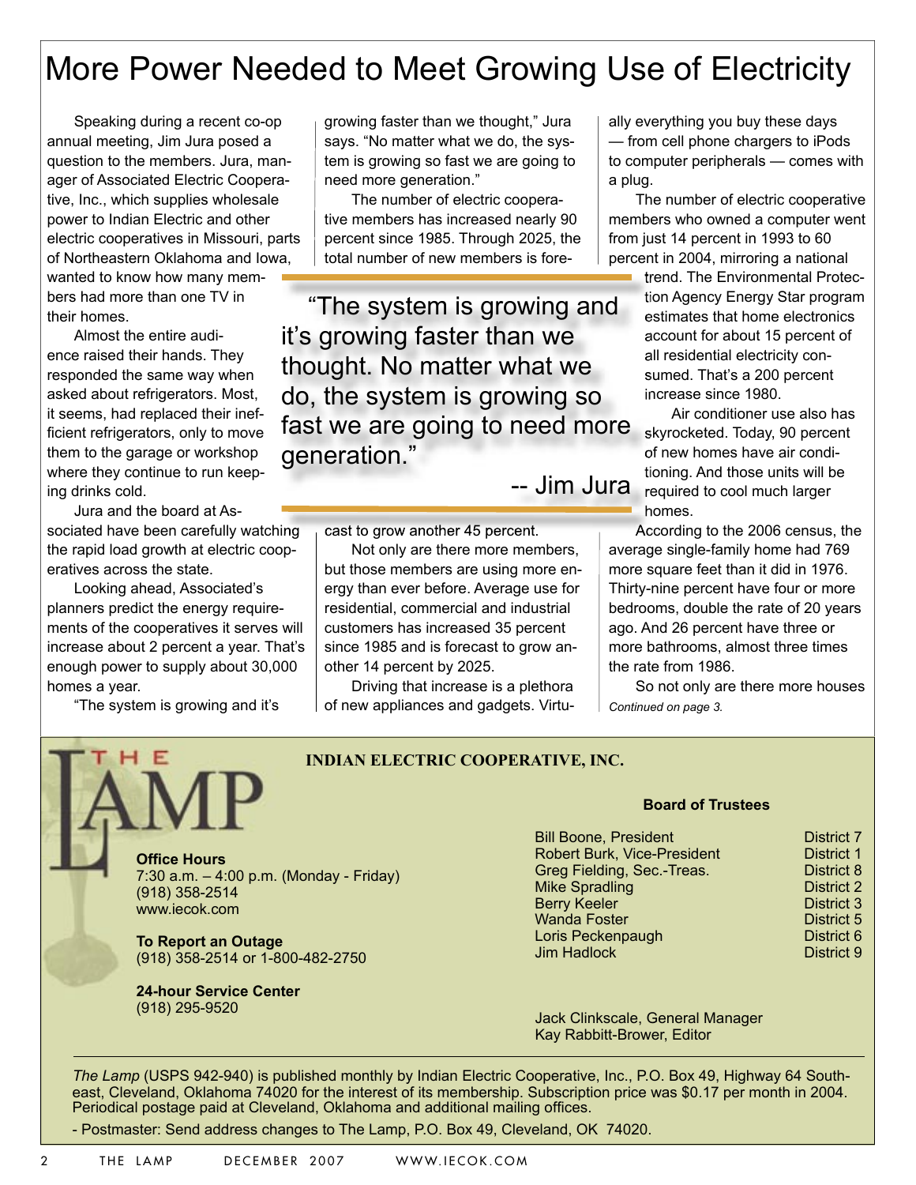# More Power Needed to Meet Growing Use of Electricity

Speaking during a recent co-op annual meeting, Jim Jura posed a question to the members. Jura, manager of Associated Electric Cooperative, Inc., which supplies wholesale power to Indian Electric and other electric cooperatives in Missouri, parts of Northeastern Oklahoma and Iowa, wanted to know how many members had more than one TV in their homes.

Almost the entire audience raised their hands. They responded the same way when asked about refrigerators. Most, it seems, had replaced their inefficient refrigerators, only to move them to the garage or workshop where they continue to run keeping drinks cold.

Jura and the board at Associated have been carefully watching the rapid load growth at electric cooperatives across the state.

Looking ahead, Associated's planners predict the energy requirements of the cooperatives it serves will increase about 2 percent a year. That's enough power to supply about 30,000 homes a year.

"The system is growing and it's growing faster than we thought," Jura says. "No matter what we do, the system is growing so fast we are going to need more generation."

The number of electric cooperative members has increased nearly 90 percent since 1985. Through 2025, the total number of new members is forecast to grow another 45 percent.

> "The system is growing and it's growing faster than we thought. No matter what we do, the system is growing so fast we are going to need more generation."
>
> -- Jim Jura

Not only are there more members, but those members are using more energy than ever before. Average use for residential, commercial and industrial customers has increased 35 percent since 1985 and is forecast to grow another 14 percent by 2025.

Driving that increase is a plethora of new appliances and gadgets. Virtually everything you buy these days — from cell phone chargers to iPods to computer peripherals — comes with a plug.

The number of electric cooperative members who owned a computer went from just 14 percent in 1993 to 60 percent in 2004, mirroring a national trend. The Environmental Protection Agency Energy Star program estimates that home electronics account for about 15 percent of all residential electricity consumed. That's a 200 percent increase since 1980.

Air conditioner use also has skyrocketed. Today, 90 percent of new homes have air conditioning. And those units will be required to cool much larger homes.

According to the 2006 census, the average single-family home had 769 more square feet than it did in 1976. Thirty-nine percent have four or more bedrooms, double the rate of 20 years ago. And 26 percent have three or more bathrooms, almost three times the rate from 1986.

So not only are there more houses

*Continued on page 3.*

---

## THE LAMP

**INDIAN ELECTRIC COOPERATIVE, INC.**

**Office Hours**
7:30 a.m. – 4:00 p.m. (Monday - Friday)
(918) 358-2514
www.iecok.com

**To Report an Outage**
(918) 358-2514 or 1-800-482-2750

**24-hour Service Center**
(918) 295-9520

**Board of Trustees**

| | |
|---|---|
| Bill Boone, President | District 7 |
| Robert Burk, Vice-President | District 1 |
| Greg Fielding, Sec.-Treas. | District 8 |
| Mike Spradling | District 2 |
| Berry Keeler | District 3 |
| Wanda Foster | District 5 |
| Loris Peckenpaugh | District 6 |
| Jim Hadlock | District 9 |

Jack Clinkscale, General Manager
Kay Rabbitt-Brower, Editor

*The Lamp* (USPS 942-940) is published monthly by Indian Electric Cooperative, Inc., P.O. Box 49, Highway 64 Southeast, Cleveland, Oklahoma 74020 for the interest of its membership. Subscription price was $0.17 per month in 2004. Periodical postage paid at Cleveland, Oklahoma and additional mailing offices.

- Postmaster: Send address changes to The Lamp, P.O. Box 49, Cleveland, OK 74020.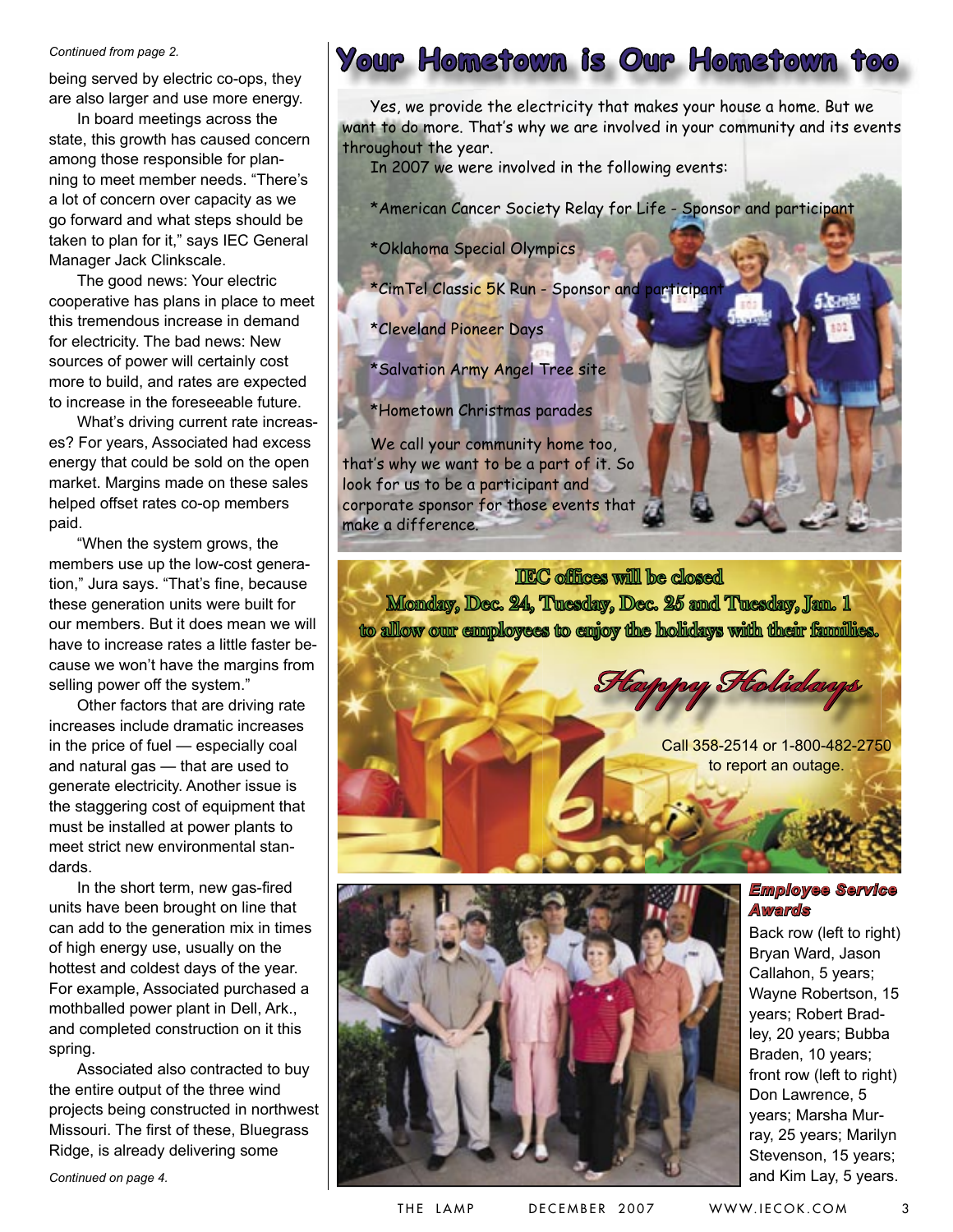*Continued from page 2.*

being served by electric co-ops, they are also larger and use more energy.

In board meetings across the state, this growth has caused concern among those responsible for planning to meet member needs. "There's a lot of concern over capacity as we go forward and what steps should be taken to plan for it," says IEC General Manager Jack Clinkscale.

The good news: Your electric cooperative has plans in place to meet this tremendous increase in demand for electricity. The bad news: New sources of power will certainly cost more to build, and rates are expected to increase in the foreseeable future.

What's driving current rate increases? For years, Associated had excess energy that could be sold on the open market. Margins made on these sales helped offset rates co-op members paid.

"When the system grows, the members use up the low-cost generation," Jura says. "That's fine, because these generation units were built for our members. But it does mean we will have to increase rates a little faster because we won't have the margins from selling power off the system."

Other factors that are driving rate increases include dramatic increases in the price of fuel — especially coal and natural gas — that are used to generate electricity. Another issue is the staggering cost of equipment that must be installed at power plants to meet strict new environmental standards.

In the short term, new gas-fired units have been brought on line that can add to the generation mix in times of high energy use, usually on the hottest and coldest days of the year. For example, Associated purchased a mothballed power plant in Dell, Ark., and completed construction on it this spring.

Associated also contracted to buy the entire output of the three wind projects being constructed in northwest Missouri. The first of these, Bluegrass Ridge, is already delivering some

*Continued on page 4.*

# Your Hometown is Our Hometown too

Yes, we provide the electricity that makes your house a home. But we want to do more. That's why we are involved in your community and its events throughout the year.

In 2007 we were involved in the following events:

*American Cancer Society Relay for Life - Sponsor and participant

*Oklahoma Special Olympics

*CimTel Classic 5K Run - Sponsor and participant

*Cleveland Pioneer Days

*Salvation Army Angel Tree site

*Hometown Christmas parades

We call your community home too, that's why we want to be a part of it. So look for us to be a participant and corporate sponsor for those events that make a difference.

**IEC offices will be closed**
**Monday, Dec. 24, Tuesday, Dec. 25 and Tuesday, Jan. 1**
**to allow our employees to enjoy the holidays with their families.**

*Happy Holidays*

Call 358-2514 or 1-800-482-2750 to report an outage.

***Employee Service Awards***

Back row (left to right) Bryan Ward, Jason Callahon, 5 years; Wayne Robertson, 15 years; Robert Bradley, 20 years; Bubba Braden, 10 years; front row (left to right) Don Lawrence, 5 years; Marsha Murray, 25 years; Marilyn Stevenson, 15 years; and Kim Lay, 5 years.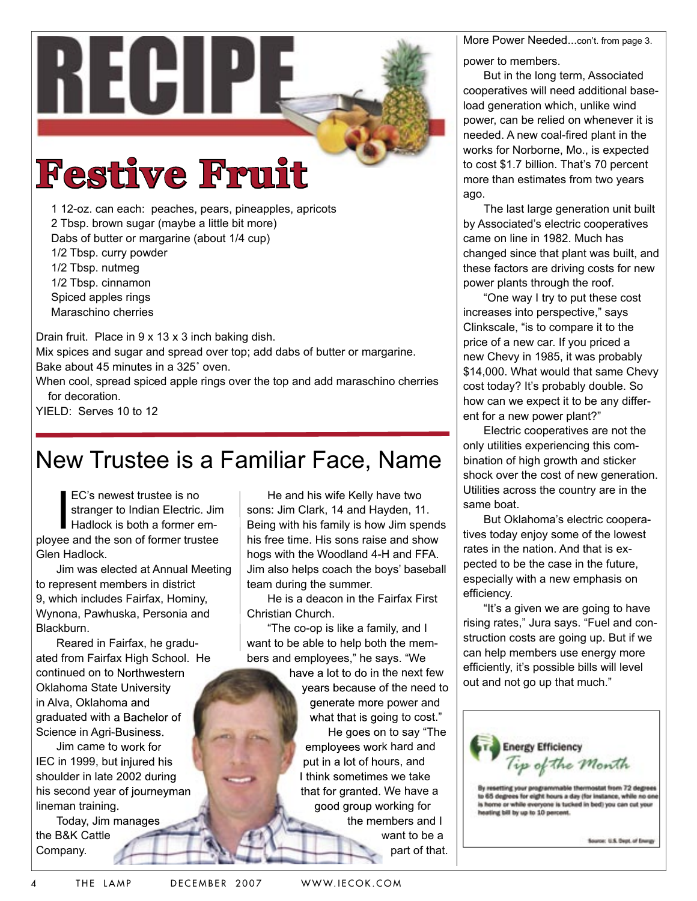# RECIPE

## Festive Fruit

- 1 12-oz. can each: peaches, pears, pineapples, apricots
- 2 Tbsp. brown sugar (maybe a little bit more)
- Dabs of butter or margarine (about 1/4 cup)
- 1/2 Tbsp. curry powder
- 1/2 Tbsp. nutmeg
- 1/2 Tbsp. cinnamon
- Spiced apples rings
- Maraschino cherries

Drain fruit. Place in 9 x 13 x 3 inch baking dish.
Mix spices and sugar and spread over top; add dabs of butter or margarine.
Bake about 45 minutes in a 325˚ oven.
When cool, spread spiced apple rings over the top and add maraschino cherries for decoration.
YIELD: Serves 10 to 12

# New Trustee is a Familiar Face, Name

IEC's newest trustee is no stranger to Indian Electric. Jim Hadlock is both a former employee and the son of former trustee Glen Hadlock.

Jim was elected at Annual Meeting to represent members in district 9, which includes Fairfax, Hominy, Wynona, Pawhuska, Personia and Blackburn.

Reared in Fairfax, he graduated from Fairfax High School. He continued on to Northwestern Oklahoma State University in Alva, Oklahoma and graduated with a Bachelor of Science in Agri-Business.

Jim came to work for IEC in 1999, but injured his shoulder in late 2002 during his second year of journeyman lineman training.

Today, Jim manages the B&K Cattle Company.

He and his wife Kelly have two sons: Jim Clark, 14 and Hayden, 11. Being with his family is how Jim spends his free time. His sons raise and show hogs with the Woodland 4-H and FFA. Jim also helps coach the boys' baseball team during the summer.

He is a deacon in the Fairfax First Christian Church.

"The co-op is like a family, and I want to be able to help both the members and employees," he says. "We have a lot to do in the next few years because of the need to generate more power and what that is going to cost."

He goes on to say "The employees work hard and put in a lot of hours, and I think sometimes we take that for granted. We have a good group working for the members and I want to be a part of that.

More Power Needed...con't. from page 3.

power to members.

But in the long term, Associated cooperatives will need additional base-load generation which, unlike wind power, can be relied on whenever it is needed. A new coal-fired plant in the works for Norborne, Mo., is expected to cost $1.7 billion. That's 70 percent more than estimates from two years ago.

The last large generation unit built by Associated's electric cooperatives came on line in 1982. Much has changed since that plant was built, and these factors are driving costs for new power plants through the roof.

"One way I try to put these cost increases into perspective," says Clinkscale, "is to compare it to the price of a new car. If you priced a new Chevy in 1985, it was probably $14,000. What would that same Chevy cost today? It's probably double. So how can we expect it to be any different for a new power plant?"

Electric cooperatives are not the only utilities experiencing this combination of high growth and sticker shock over the cost of new generation. Utilities across the country are in the same boat.

But Oklahoma's electric cooperatives today enjoy some of the lowest rates in the nation. And that is expected to be the case in the future, especially with a new emphasis on efficiency.

"It's a given we are going to have rising rates," Jura says. "Fuel and construction costs are going up. But if we can help members use energy more efficiently, it's possible bills will level out and not go up that much."

**Energy Efficiency Tip of the Month**

By resetting your programmable thermostat from 72 degrees to 65 degrees for eight hours a day (for instance, while no one is home or while everyone is tucked in bed) you can cut your heating bill by up to 10 percent.

Source: U.S. Dept. of Energy